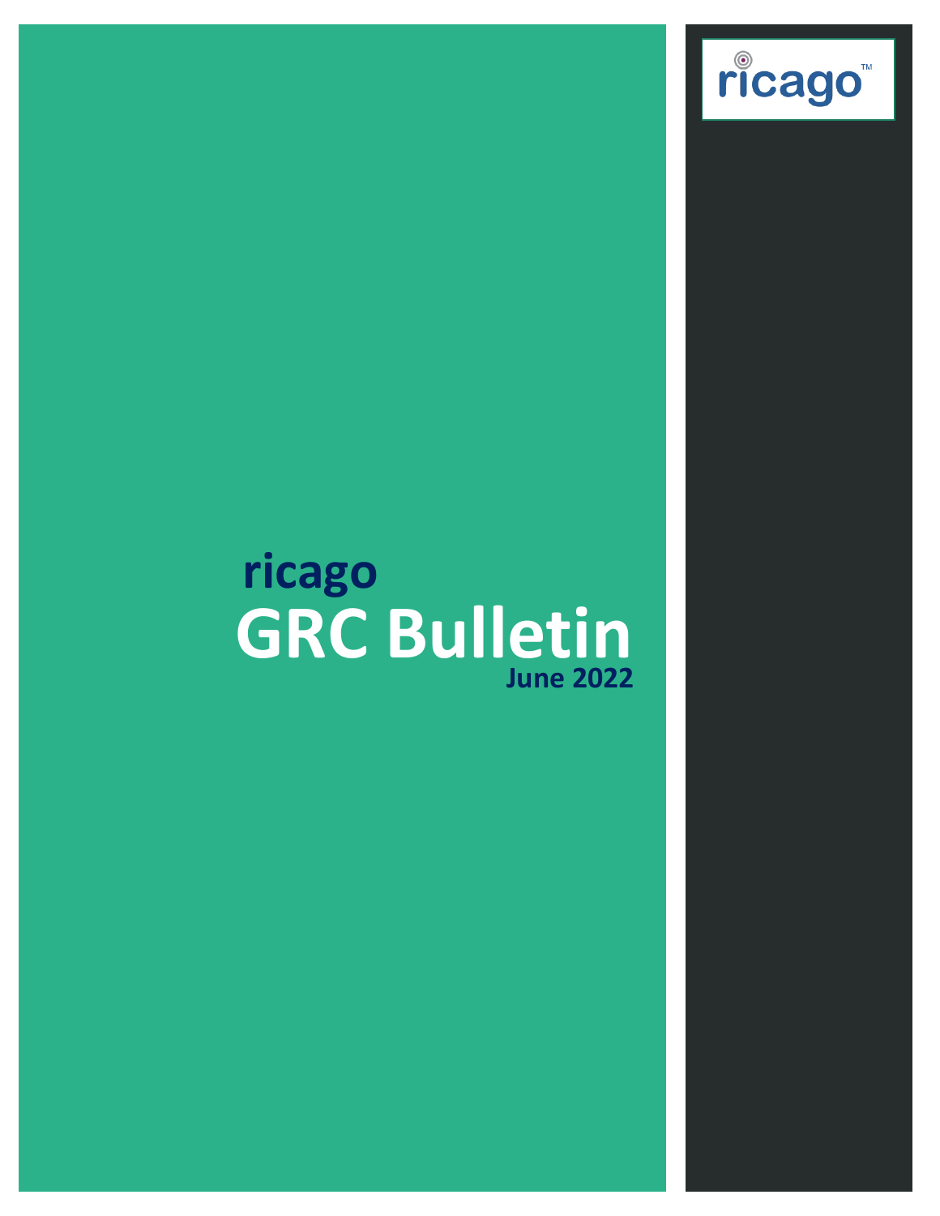ricago™

ricago

# GRC Bulletin

**June 2022**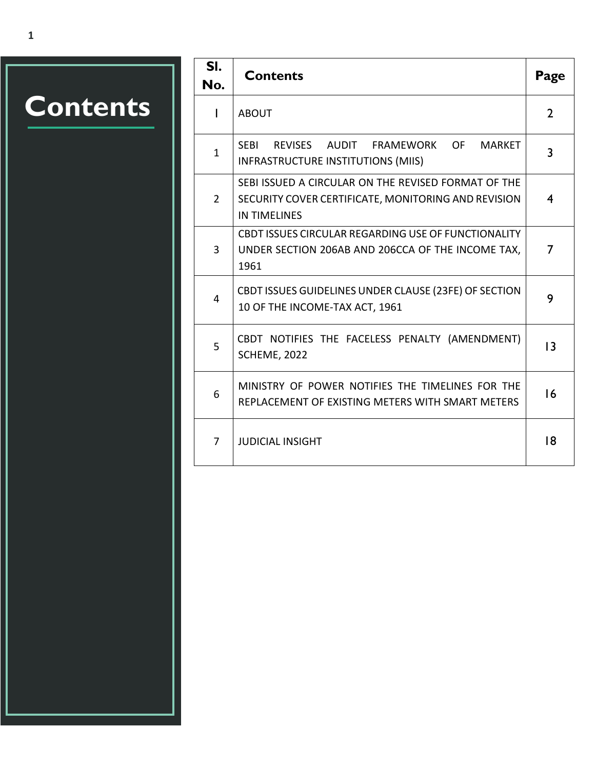# Contents

| Sl. No. | Contents | Page |
|---|---|---|
| I | ABOUT | 2 |
| 1 | SEBI REVISES AUDIT FRAMEWORK OF MARKET INFRASTRUCTURE INSTITUTIONS (MIIS) | 3 |
| 2 | SEBI ISSUED A CIRCULAR ON THE REVISED FORMAT OF THE SECURITY COVER CERTIFICATE, MONITORING AND REVISION IN TIMELINES | 4 |
| 3 | CBDT ISSUES CIRCULAR REGARDING USE OF FUNCTIONALITY UNDER SECTION 206AB AND 206CCA OF THE INCOME TAX, 1961 | 7 |
| 4 | CBDT ISSUES GUIDELINES UNDER CLAUSE (23FE) OF SECTION 10 OF THE INCOME-TAX ACT, 1961 | 9 |
| 5 | CBDT NOTIFIES THE FACELESS PENALTY (AMENDMENT) SCHEME, 2022 | 13 |
| 6 | MINISTRY OF POWER NOTIFIES THE TIMELINES FOR THE REPLACEMENT OF EXISTING METERS WITH SMART METERS | 16 |
| 7 | JUDICIAL INSIGHT | 18 |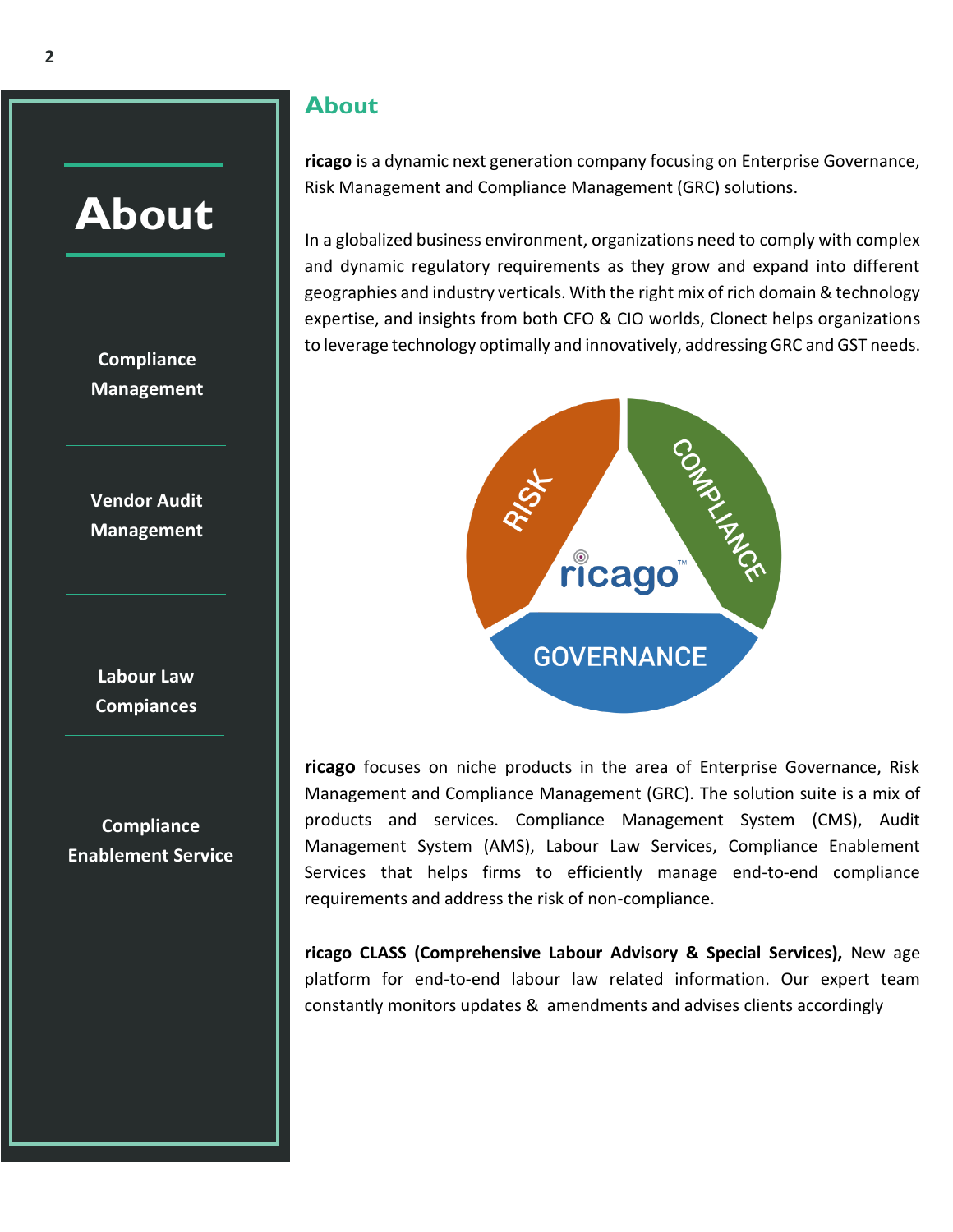# About

Compliance Management

Vendor Audit Management

Labour Law Compiances

Compliance Enablement Service

## About

**ricago** is a dynamic next generation company focusing on Enterprise Governance, Risk Management and Compliance Management (GRC) solutions.

In a globalized business environment, organizations need to comply with complex and dynamic regulatory requirements as they grow and expand into different geographies and industry verticals. With the right mix of rich domain & technology expertise, and insights from both CFO & CIO worlds, Clonect helps organizations to leverage technology optimally and innovatively, addressing GRC and GST needs.

RISK

COMPLIANCE

ricago™

GOVERNANCE

**ricago** focuses on niche products in the area of Enterprise Governance, Risk Management and Compliance Management (GRC). The solution suite is a mix of products and services. Compliance Management System (CMS), Audit Management System (AMS), Labour Law Services, Compliance Enablement Services that helps firms to efficiently manage end-to-end compliance requirements and address the risk of non-compliance.

**ricago CLASS (Comprehensive Labour Advisory & Special Services),** New age platform for end-to-end labour law related information. Our expert team constantly monitors updates & amendments and advises clients accordingly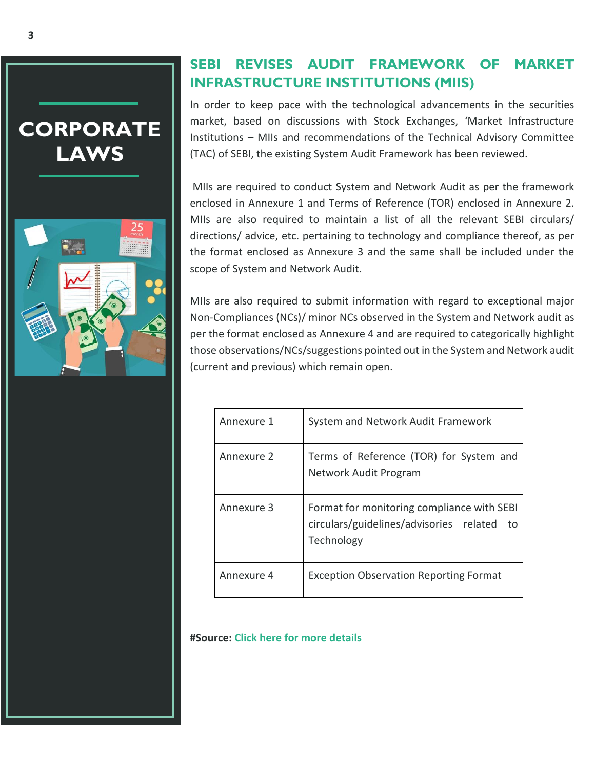# CORPORATE LAWS

## SEBI REVISES AUDIT FRAMEWORK OF MARKET INFRASTRUCTURE INSTITUTIONS (MIIS)

In order to keep pace with the technological advancements in the securities market, based on discussions with Stock Exchanges, 'Market Infrastructure Institutions – MIIs and recommendations of the Technical Advisory Committee (TAC) of SEBI, the existing System Audit Framework has been reviewed.

MIIs are required to conduct System and Network Audit as per the framework enclosed in Annexure 1 and Terms of Reference (TOR) enclosed in Annexure 2. MIIs are also required to maintain a list of all the relevant SEBI circulars/ directions/ advice, etc. pertaining to technology and compliance thereof, as per the format enclosed as Annexure 3 and the same shall be included under the scope of System and Network Audit.

MIIs are also required to submit information with regard to exceptional major Non-Compliances (NCs)/ minor NCs observed in the System and Network audit as per the format enclosed as Annexure 4 and are required to categorically highlight those observations/NCs/suggestions pointed out in the System and Network audit (current and previous) which remain open.

| | |
|---|---|
| Annexure 1 | System and Network Audit Framework |
| Annexure 2 | Terms of Reference (TOR) for System and Network Audit Program |
| Annexure 3 | Format for monitoring compliance with SEBI circulars/guidelines/advisories related to Technology |
| Annexure 4 | Exception Observation Reporting Format |

**#Source:** Click here for more details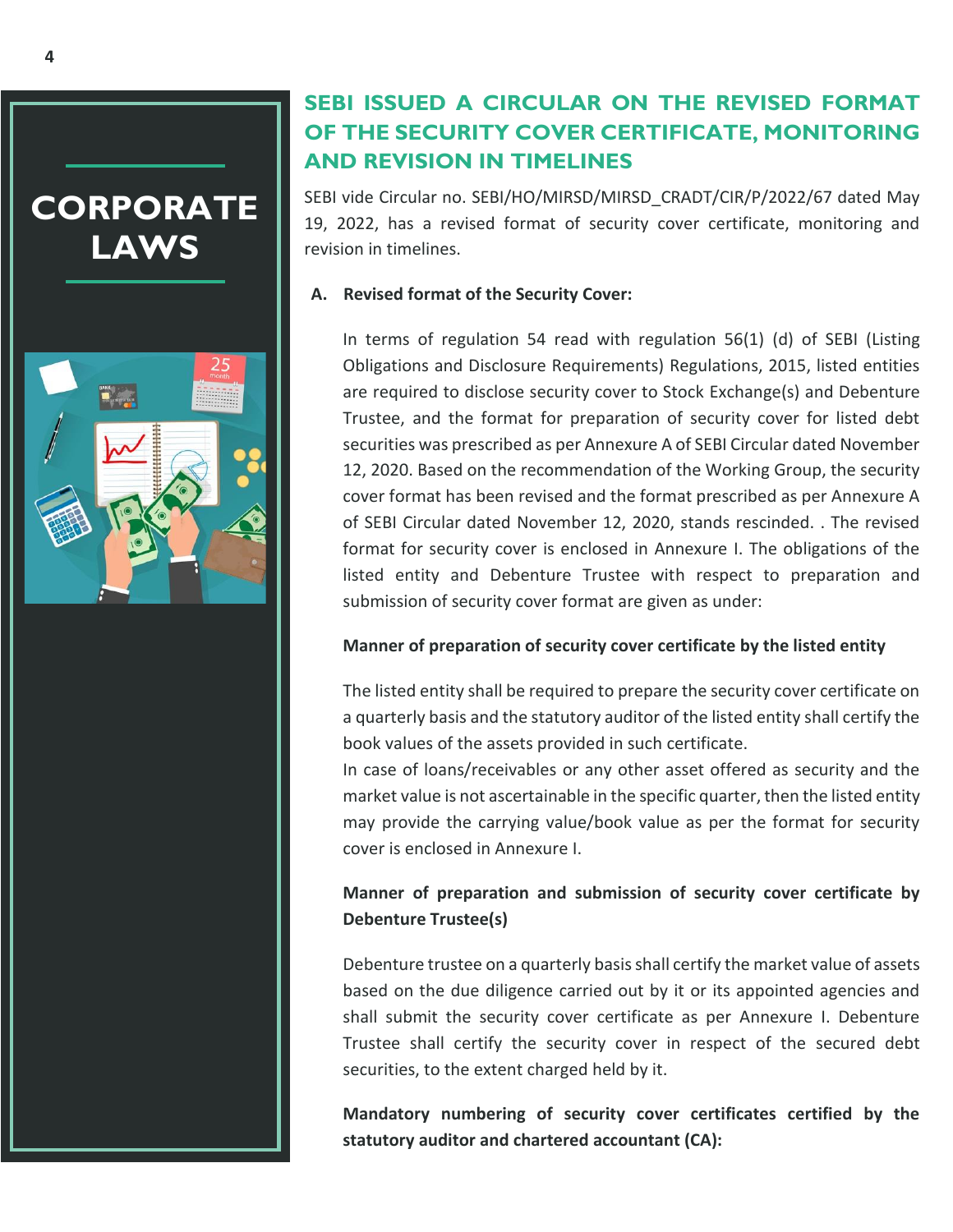# CORPORATE LAWS

## SEBI ISSUED A CIRCULAR ON THE REVISED FORMAT OF THE SECURITY COVER CERTIFICATE, MONITORING AND REVISION IN TIMELINES

SEBI vide Circular no. SEBI/HO/MIRSD/MIRSD_CRADT/CIR/P/2022/67 dated May 19, 2022, has a revised format of security cover certificate, monitoring and revision in timelines.

**A. Revised format of the Security Cover:**

In terms of regulation 54 read with regulation 56(1) (d) of SEBI (Listing Obligations and Disclosure Requirements) Regulations, 2015, listed entities are required to disclose security cover to Stock Exchange(s) and Debenture Trustee, and the format for preparation of security cover for listed debt securities was prescribed as per Annexure A of SEBI Circular dated November 12, 2020. Based on the recommendation of the Working Group, the security cover format has been revised and the format prescribed as per Annexure A of SEBI Circular dated November 12, 2020, stands rescinded. . The revised format for security cover is enclosed in Annexure I. The obligations of the listed entity and Debenture Trustee with respect to preparation and submission of security cover format are given as under:

**Manner of preparation of security cover certificate by the listed entity**

The listed entity shall be required to prepare the security cover certificate on a quarterly basis and the statutory auditor of the listed entity shall certify the book values of the assets provided in such certificate.

In case of loans/receivables or any other asset offered as security and the market value is not ascertainable in the specific quarter, then the listed entity may provide the carrying value/book value as per the format for security cover is enclosed in Annexure I.

**Manner of preparation and submission of security cover certificate by Debenture Trustee(s)**

Debenture trustee on a quarterly basis shall certify the market value of assets based on the due diligence carried out by it or its appointed agencies and shall submit the security cover certificate as per Annexure I. Debenture Trustee shall certify the security cover in respect of the secured debt securities, to the extent charged held by it.

**Mandatory numbering of security cover certificates certified by the statutory auditor and chartered accountant (CA):**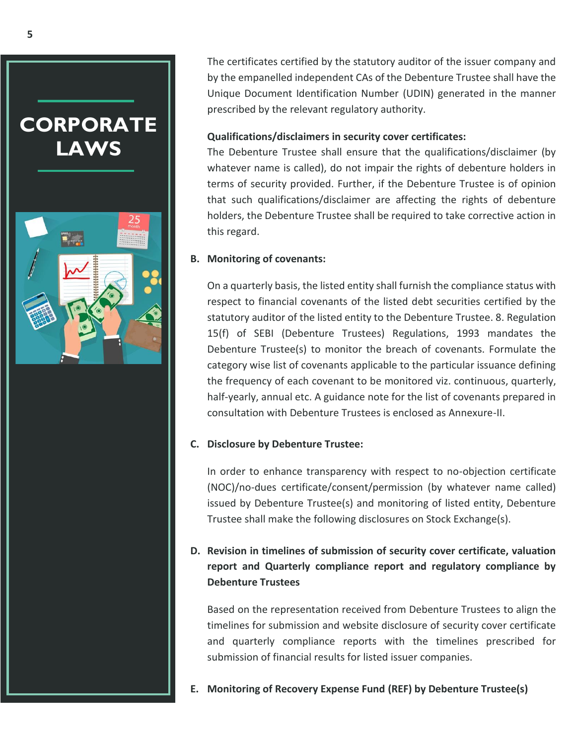# CORPORATE LAWS

The certificates certified by the statutory auditor of the issuer company and by the empanelled independent CAs of the Debenture Trustee shall have the Unique Document Identification Number (UDIN) generated in the manner prescribed by the relevant regulatory authority.

**Qualifications/disclaimers in security cover certificates:**

The Debenture Trustee shall ensure that the qualifications/disclaimer (by whatever name is called), do not impair the rights of debenture holders in terms of security provided. Further, if the Debenture Trustee is of opinion that such qualifications/disclaimer are affecting the rights of debenture holders, the Debenture Trustee shall be required to take corrective action in this regard.

**B. Monitoring of covenants:**

On a quarterly basis, the listed entity shall furnish the compliance status with respect to financial covenants of the listed debt securities certified by the statutory auditor of the listed entity to the Debenture Trustee. 8. Regulation 15(f) of SEBI (Debenture Trustees) Regulations, 1993 mandates the Debenture Trustee(s) to monitor the breach of covenants. Formulate the category wise list of covenants applicable to the particular issuance defining the frequency of each covenant to be monitored viz. continuous, quarterly, half-yearly, annual etc. A guidance note for the list of covenants prepared in consultation with Debenture Trustees is enclosed as Annexure-II.

**C. Disclosure by Debenture Trustee:**

In order to enhance transparency with respect to no-objection certificate (NOC)/no-dues certificate/consent/permission (by whatever name called) issued by Debenture Trustee(s) and monitoring of listed entity, Debenture Trustee shall make the following disclosures on Stock Exchange(s).

**D. Revision in timelines of submission of security cover certificate, valuation report and Quarterly compliance report and regulatory compliance by Debenture Trustees**

Based on the representation received from Debenture Trustees to align the timelines for submission and website disclosure of security cover certificate and quarterly compliance reports with the timelines prescribed for submission of financial results for listed issuer companies.

**E. Monitoring of Recovery Expense Fund (REF) by Debenture Trustee(s)**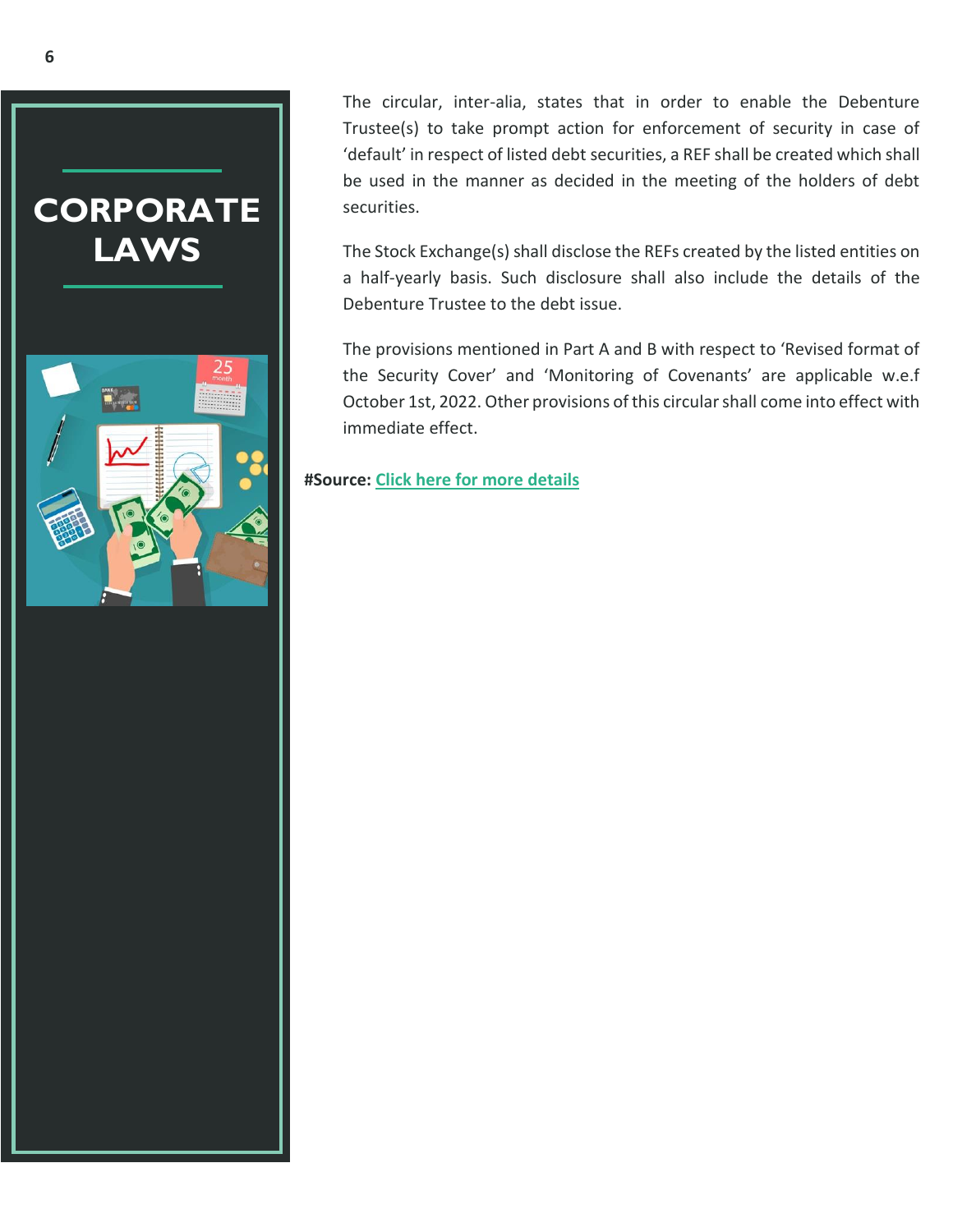# CORPORATE LAWS

The circular, inter-alia, states that in order to enable the Debenture Trustee(s) to take prompt action for enforcement of security in case of 'default' in respect of listed debt securities, a REF shall be created which shall be used in the manner as decided in the meeting of the holders of debt securities.

The Stock Exchange(s) shall disclose the REFs created by the listed entities on a half-yearly basis. Such disclosure shall also include the details of the Debenture Trustee to the debt issue.

The provisions mentioned in Part A and B with respect to 'Revised format of the Security Cover' and 'Monitoring of Covenants' are applicable w.e.f October 1st, 2022. Other provisions of this circular shall come into effect with immediate effect.

**#Source:** Click here for more details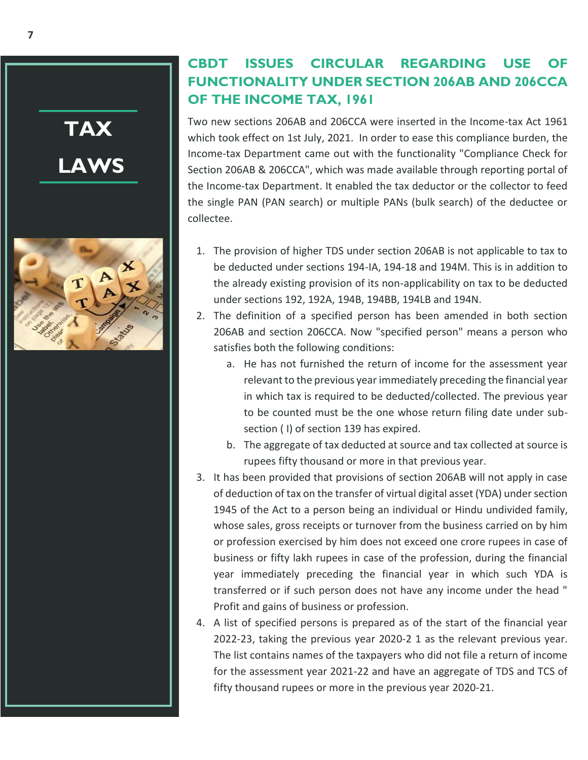# TAX LAWS

## CBDT ISSUES CIRCULAR REGARDING USE OF FUNCTIONALITY UNDER SECTION 206AB AND 206CCA OF THE INCOME TAX, 1961

Two new sections 206AB and 206CCA were inserted in the Income-tax Act 1961 which took effect on 1st July, 2021. In order to ease this compliance burden, the Income-tax Department came out with the functionality "Compliance Check for Section 206AB & 206CCA", which was made available through reporting portal of the Income-tax Department. It enabled the tax deductor or the collector to feed the single PAN (PAN search) or multiple PANs (bulk search) of the deductee or collectee.

1. The provision of higher TDS under section 206AB is not applicable to tax to be deducted under sections 194-IA, 194-18 and 194M. This is in addition to the already existing provision of its non-applicability on tax to be deducted under sections 192, 192A, 194B, 194BB, 194LB and 194N.
2. The definition of a specified person has been amended in both section 206AB and section 206CCA. Now "specified person" means a person who satisfies both the following conditions:
   a. He has not furnished the return of income for the assessment year relevant to the previous year immediately preceding the financial year in which tax is required to be deducted/collected. The previous year to be counted must be the one whose return filing date under sub-section ( I) of section 139 has expired.
   b. The aggregate of tax deducted at source and tax collected at source is rupees fifty thousand or more in that previous year.
3. It has been provided that provisions of section 206AB will not apply in case of deduction of tax on the transfer of virtual digital asset (YDA) under section 1945 of the Act to a person being an individual or Hindu undivided family, whose sales, gross receipts or turnover from the business carried on by him or profession exercised by him does not exceed one crore rupees in case of business or fifty lakh rupees in case of the profession, during the financial year immediately preceding the financial year in which such YDA is transferred or if such person does not have any income under the head " Profit and gains of business or profession.
4. A list of specified persons is prepared as of the start of the financial year 2022-23, taking the previous year 2020-2 1 as the relevant previous year. The list contains names of the taxpayers who did not file a return of income for the assessment year 2021-22 and have an aggregate of TDS and TCS of fifty thousand rupees or more in the previous year 2020-21.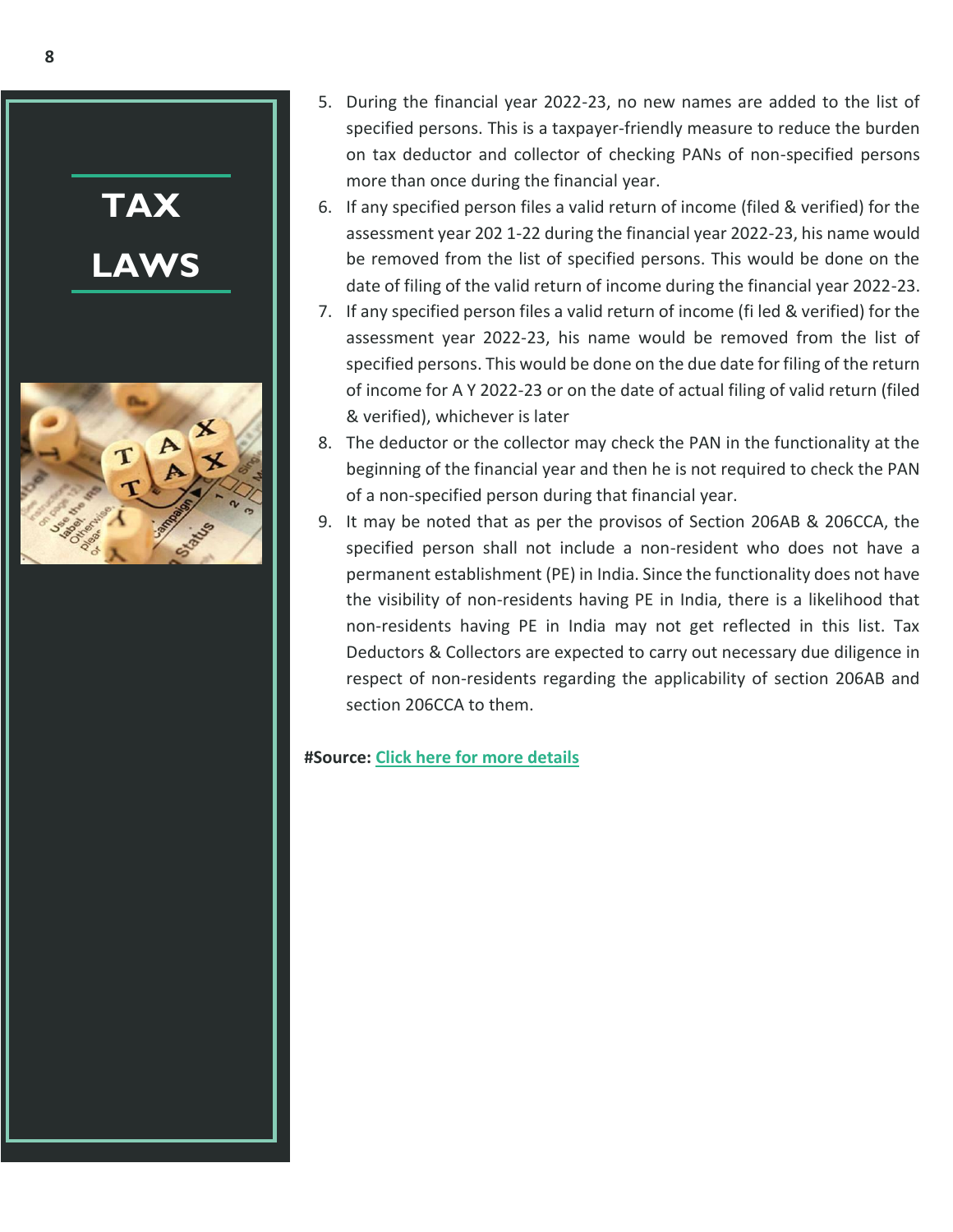# TAX LAWS

5. During the financial year 2022-23, no new names are added to the list of specified persons. This is a taxpayer-friendly measure to reduce the burden on tax deductor and collector of checking PANs of non-specified persons more than once during the financial year.
6. If any specified person files a valid return of income (filed & verified) for the assessment year 202 1-22 during the financial year 2022-23, his name would be removed from the list of specified persons. This would be done on the date of filing of the valid return of income during the financial year 2022-23.
7. If any specified person files a valid return of income (fi led & verified) for the assessment year 2022-23, his name would be removed from the list of specified persons. This would be done on the due date for filing of the return of income for A Y 2022-23 or on the date of actual filing of valid return (filed & verified), whichever is later
8. The deductor or the collector may check the PAN in the functionality at the beginning of the financial year and then he is not required to check the PAN of a non-specified person during that financial year.
9. It may be noted that as per the provisos of Section 206AB & 206CCA, the specified person shall not include a non-resident who does not have a permanent establishment (PE) in India. Since the functionality does not have the visibility of non-residents having PE in India, there is a likelihood that non-residents having PE in India may not get reflected in this list. Tax Deductors & Collectors are expected to carry out necessary due diligence in respect of non-residents regarding the applicability of section 206AB and section 206CCA to them.

**#Source:** Click here for more details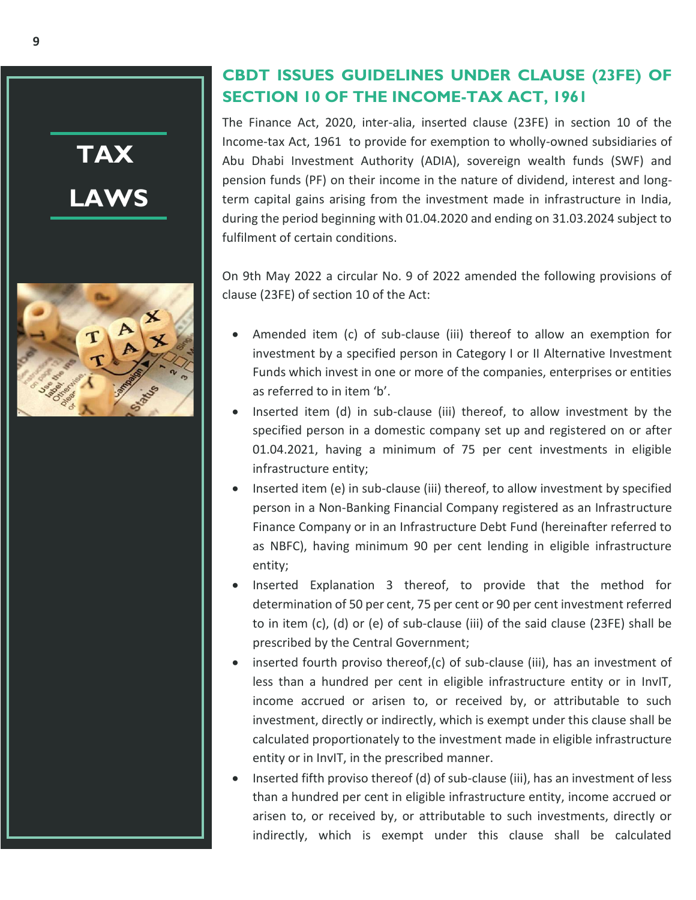# TAX LAWS

## CBDT ISSUES GUIDELINES UNDER CLAUSE (23FE) OF SECTION 10 OF THE INCOME-TAX ACT, 1961

The Finance Act, 2020, inter-alia, inserted clause (23FE) in section 10 of the Income-tax Act, 1961 to provide for exemption to wholly-owned subsidiaries of Abu Dhabi Investment Authority (ADIA), sovereign wealth funds (SWF) and pension funds (PF) on their income in the nature of dividend, interest and long-term capital gains arising from the investment made in infrastructure in India, during the period beginning with 01.04.2020 and ending on 31.03.2024 subject to fulfilment of certain conditions.

On 9th May 2022 a circular No. 9 of 2022 amended the following provisions of clause (23FE) of section 10 of the Act:

- Amended item (c) of sub-clause (iii) thereof to allow an exemption for investment by a specified person in Category I or II Alternative Investment Funds which invest in one or more of the companies, enterprises or entities as referred to in item 'b'.
- Inserted item (d) in sub-clause (iii) thereof, to allow investment by the specified person in a domestic company set up and registered on or after 01.04.2021, having a minimum of 75 per cent investments in eligible infrastructure entity;
- Inserted item (e) in sub-clause (iii) thereof, to allow investment by specified person in a Non-Banking Financial Company registered as an Infrastructure Finance Company or in an Infrastructure Debt Fund (hereinafter referred to as NBFC), having minimum 90 per cent lending in eligible infrastructure entity;
- Inserted Explanation 3 thereof, to provide that the method for determination of 50 per cent, 75 per cent or 90 per cent investment referred to in item (c), (d) or (e) of sub-clause (iii) of the said clause (23FE) shall be prescribed by the Central Government;
- inserted fourth proviso thereof,(c) of sub-clause (iii), has an investment of less than a hundred per cent in eligible infrastructure entity or in InvIT, income accrued or arisen to, or received by, or attributable to such investment, directly or indirectly, which is exempt under this clause shall be calculated proportionately to the investment made in eligible infrastructure entity or in InvIT, in the prescribed manner.
- Inserted fifth proviso thereof (d) of sub-clause (iii), has an investment of less than a hundred per cent in eligible infrastructure entity, income accrued or arisen to, or received by, or attributable to such investments, directly or indirectly, which is exempt under this clause shall be calculated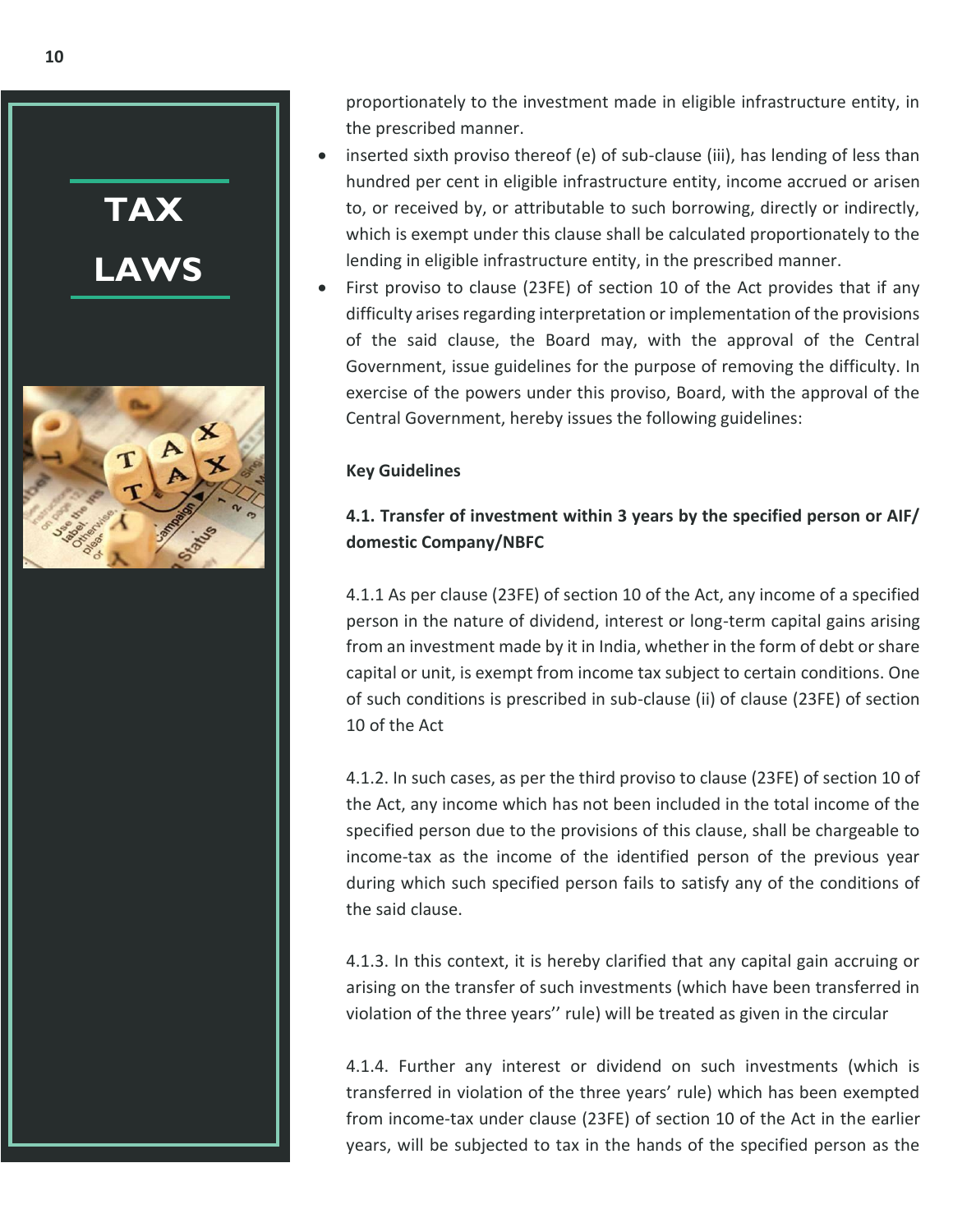proportionately to the investment made in eligible infrastructure entity, in the prescribed manner.

- inserted sixth proviso thereof (e) of sub-clause (iii), has lending of less than hundred per cent in eligible infrastructure entity, income accrued or arisen to, or received by, or attributable to such borrowing, directly or indirectly, which is exempt under this clause shall be calculated proportionately to the lending in eligible infrastructure entity, in the prescribed manner.
- First proviso to clause (23FE) of section 10 of the Act provides that if any difficulty arises regarding interpretation or implementation of the provisions of the said clause, the Board may, with the approval of the Central Government, issue guidelines for the purpose of removing the difficulty. In exercise of the powers under this proviso, Board, with the approval of the Central Government, hereby issues the following guidelines:

**Key Guidelines**

**4.1. Transfer of investment within 3 years by the specified person or AIF/ domestic Company/NBFC**

4.1.1 As per clause (23FE) of section 10 of the Act, any income of a specified person in the nature of dividend, interest or long-term capital gains arising from an investment made by it in India, whether in the form of debt or share capital or unit, is exempt from income tax subject to certain conditions. One of such conditions is prescribed in sub-clause (ii) of clause (23FE) of section 10 of the Act

4.1.2. In such cases, as per the third proviso to clause (23FE) of section 10 of the Act, any income which has not been included in the total income of the specified person due to the provisions of this clause, shall be chargeable to income-tax as the income of the identified person of the previous year during which such specified person fails to satisfy any of the conditions of the said clause.

4.1.3. In this context, it is hereby clarified that any capital gain accruing or arising on the transfer of such investments (which have been transferred in violation of the three years'' rule) will be treated as given in the circular

4.1.4. Further any interest or dividend on such investments (which is transferred in violation of the three years' rule) which has been exempted from income-tax under clause (23FE) of section 10 of the Act in the earlier years, will be subjected to tax in the hands of the specified person as the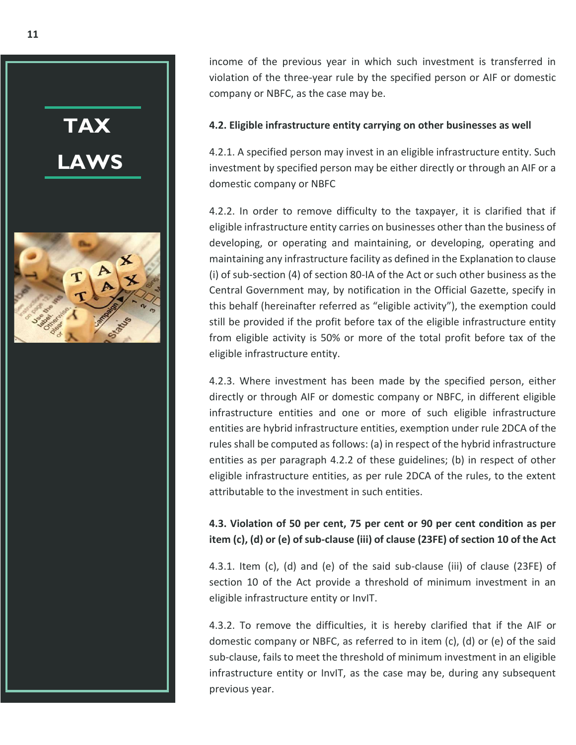income of the previous year in which such investment is transferred in violation of the three-year rule by the specified person or AIF or domestic company or NBFC, as the case may be.

**4.2. Eligible infrastructure entity carrying on other businesses as well**

4.2.1. A specified person may invest in an eligible infrastructure entity. Such investment by specified person may be either directly or through an AIF or a domestic company or NBFC

4.2.2. In order to remove difficulty to the taxpayer, it is clarified that if eligible infrastructure entity carries on businesses other than the business of developing, or operating and maintaining, or developing, operating and maintaining any infrastructure facility as defined in the Explanation to clause (i) of sub-section (4) of section 80-IA of the Act or such other business as the Central Government may, by notification in the Official Gazette, specify in this behalf (hereinafter referred as "eligible activity"), the exemption could still be provided if the profit before tax of the eligible infrastructure entity from eligible activity is 50% or more of the total profit before tax of the eligible infrastructure entity.

4.2.3. Where investment has been made by the specified person, either directly or through AIF or domestic company or NBFC, in different eligible infrastructure entities and one or more of such eligible infrastructure entities are hybrid infrastructure entities, exemption under rule 2DCA of the rules shall be computed as follows: (a) in respect of the hybrid infrastructure entities as per paragraph 4.2.2 of these guidelines; (b) in respect of other eligible infrastructure entities, as per rule 2DCA of the rules, to the extent attributable to the investment in such entities.

**4.3. Violation of 50 per cent, 75 per cent or 90 per cent condition as per item (c), (d) or (e) of sub-clause (iii) of clause (23FE) of section 10 of the Act**

4.3.1. Item (c), (d) and (e) of the said sub-clause (iii) of clause (23FE) of section 10 of the Act provide a threshold of minimum investment in an eligible infrastructure entity or InvIT.

4.3.2. To remove the difficulties, it is hereby clarified that if the AIF or domestic company or NBFC, as referred to in item (c), (d) or (e) of the said sub-clause, fails to meet the threshold of minimum investment in an eligible infrastructure entity or InvIT, as the case may be, during any subsequent previous year.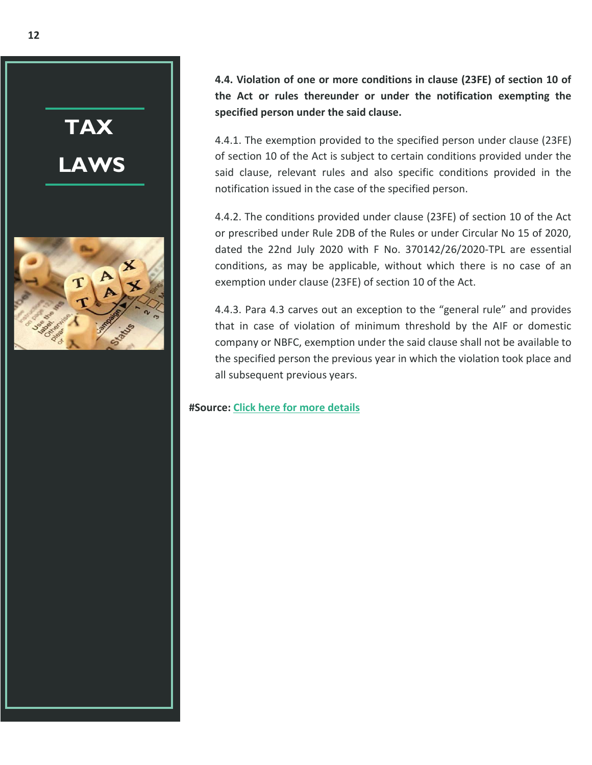# TAX LAWS

**4.4. Violation of one or more conditions in clause (23FE) of section 10 of the Act or rules thereunder or under the notification exempting the specified person under the said clause.**

4.4.1. The exemption provided to the specified person under clause (23FE) of section 10 of the Act is subject to certain conditions provided under the said clause, relevant rules and also specific conditions provided in the notification issued in the case of the specified person.

4.4.2. The conditions provided under clause (23FE) of section 10 of the Act or prescribed under Rule 2DB of the Rules or under Circular No 15 of 2020, dated the 22nd July 2020 with F No. 370142/26/2020-TPL are essential conditions, as may be applicable, without which there is no case of an exemption under clause (23FE) of section 10 of the Act.

4.4.3. Para 4.3 carves out an exception to the "general rule" and provides that in case of violation of minimum threshold by the AIF or domestic company or NBFC, exemption under the said clause shall not be available to the specified person the previous year in which the violation took place and all subsequent previous years.

**#Source:** Click here for more details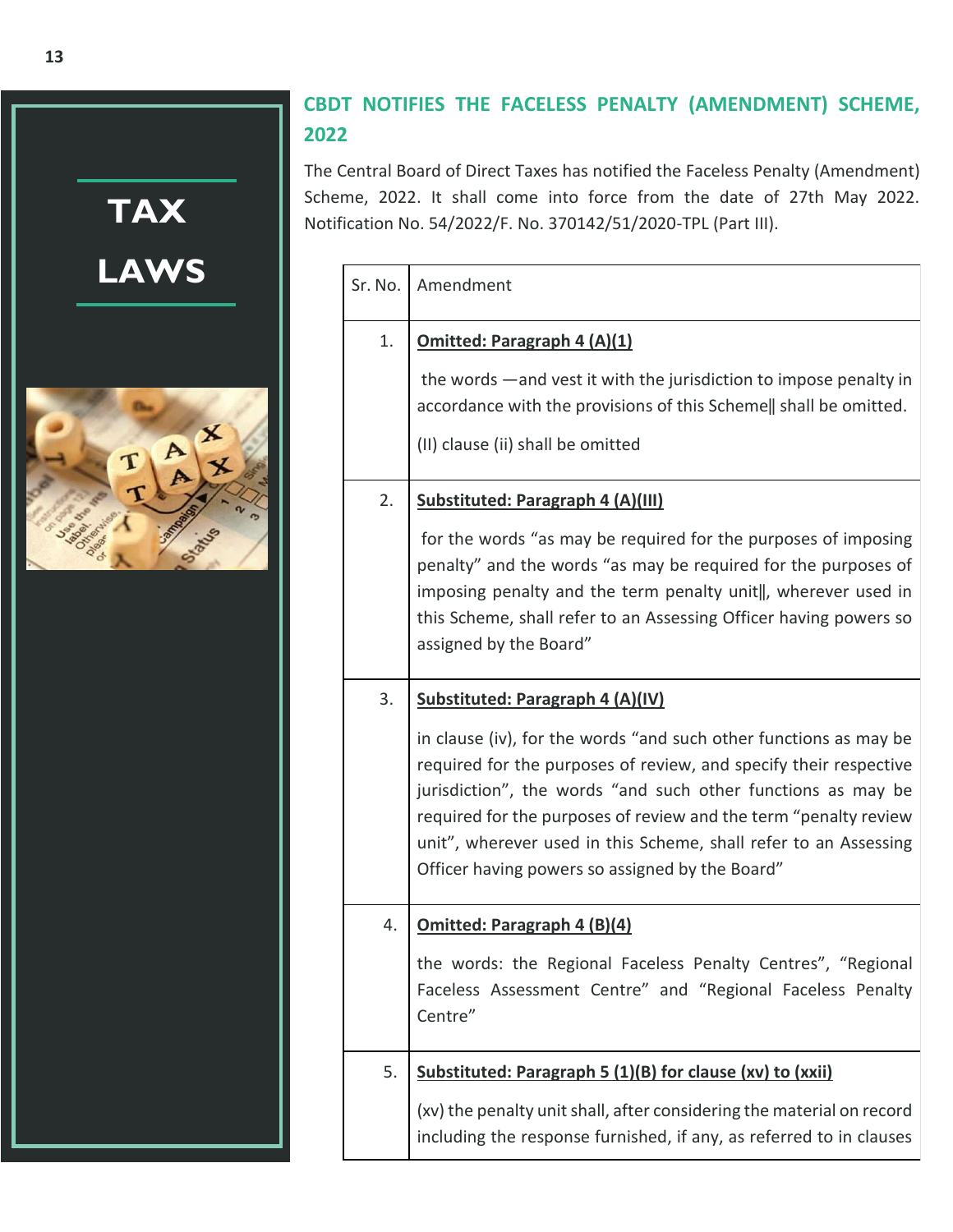## TAX LAWS

## CBDT NOTIFIES THE FACELESS PENALTY (AMENDMENT) SCHEME, 2022

The Central Board of Direct Taxes has notified the Faceless Penalty (Amendment) Scheme, 2022. It shall come into force from the date of 27th May 2022. Notification No. 54/2022/F. No. 370142/51/2020-TPL (Part III).

| Sr. No. | Amendment |
|---|---|
| 1. | **Omitted: Paragraph 4 (A)(1)**<br><br>the words —and vest it with the jurisdiction to impose penalty in accordance with the provisions of this Scheme‖ shall be omitted.<br><br>(II) clause (ii) shall be omitted |
| 2. | **Substituted: Paragraph 4 (A)(III)**<br><br>for the words "as may be required for the purposes of imposing penalty" and the words "as may be required for the purposes of imposing penalty and the term penalty unit‖, wherever used in this Scheme, shall refer to an Assessing Officer having powers so assigned by the Board" |
| 3. | **Substituted: Paragraph 4 (A)(IV)**<br><br>in clause (iv), for the words "and such other functions as may be required for the purposes of review, and specify their respective jurisdiction", the words "and such other functions as may be required for the purposes of review and the term "penalty review unit", wherever used in this Scheme, shall refer to an Assessing Officer having powers so assigned by the Board" |
| 4. | **Omitted: Paragraph 4 (B)(4)**<br><br>the words: the Regional Faceless Penalty Centres", "Regional Faceless Assessment Centre" and "Regional Faceless Penalty Centre" |
| 5. | **Substituted: Paragraph 5 (1)(B) for clause (xv) to (xxii)**<br><br>(xv) the penalty unit shall, after considering the material on record including the response furnished, if any, as referred to in clauses |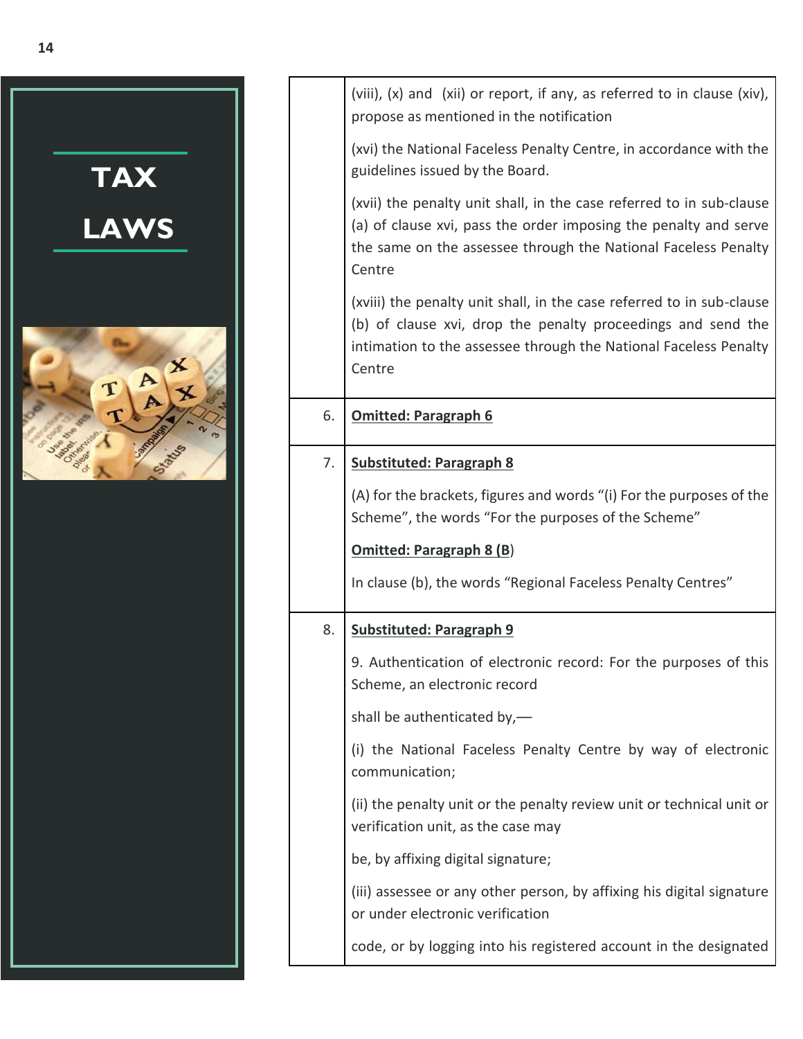TAX LAWS

| | |
|---|---|
| | (viii), (x) and (xii) or report, if any, as referred to in clause (xiv), propose as mentioned in the notification<br><br>(xvi) the National Faceless Penalty Centre, in accordance with the guidelines issued by the Board.<br><br>(xvii) the penalty unit shall, in the case referred to in sub-clause (a) of clause xvi, pass the order imposing the penalty and serve the same on the assessee through the National Faceless Penalty Centre<br><br>(xviii) the penalty unit shall, in the case referred to in sub-clause (b) of clause xvi, drop the penalty proceedings and send the intimation to the assessee through the National Faceless Penalty Centre |
| 6. | **Omitted: Paragraph 6** |
| 7. | **Substituted: Paragraph 8**<br><br>(A) for the brackets, figures and words "(i) For the purposes of the Scheme", the words "For the purposes of the Scheme"<br><br>**Omitted: Paragraph 8 (B)**<br><br>In clause (b), the words "Regional Faceless Penalty Centres" |
| 8. | **Substituted: Paragraph 9**<br><br>9. Authentication of electronic record: For the purposes of this Scheme, an electronic record<br><br>shall be authenticated by,—<br><br>(i) the National Faceless Penalty Centre by way of electronic communication;<br><br>(ii) the penalty unit or the penalty review unit or technical unit or verification unit, as the case may<br><br>be, by affixing digital signature;<br><br>(iii) assessee or any other person, by affixing his digital signature or under electronic verification<br><br>code, or by logging into his registered account in the designated |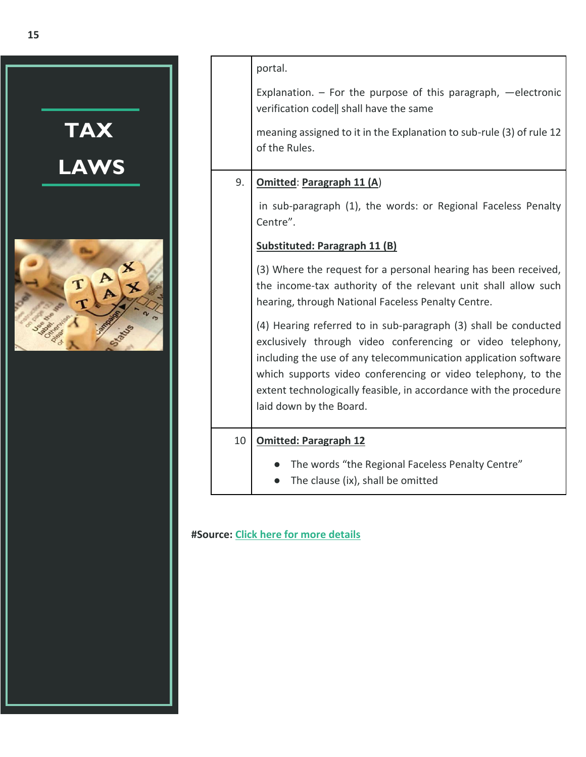| | |
|---|---|
| | portal.<br><br>Explanation. – For the purpose of this paragraph, ―electronic verification code‖ shall have the same<br><br>meaning assigned to it in the Explanation to sub-rule (3) of rule 12 of the Rules. |
| 9. | **Omitted**: **Paragraph 11 (A**)<br><br>in sub-paragraph (1), the words: or Regional Faceless Penalty Centre".<br><br>**Substituted: Paragraph 11 (B)**<br><br>(3) Where the request for a personal hearing has been received, the income-tax authority of the relevant unit shall allow such hearing, through National Faceless Penalty Centre.<br><br>(4) Hearing referred to in sub-paragraph (3) shall be conducted exclusively through video conferencing or video telephony, including the use of any telecommunication application software which supports video conferencing or video telephony, to the extent technologically feasible, in accordance with the procedure laid down by the Board. |
| 10 | **Omitted: Paragraph 12**<br><br>● The words "the Regional Faceless Penalty Centre"<br>● The clause (ix), shall be omitted |

**#Source:** Click here for more details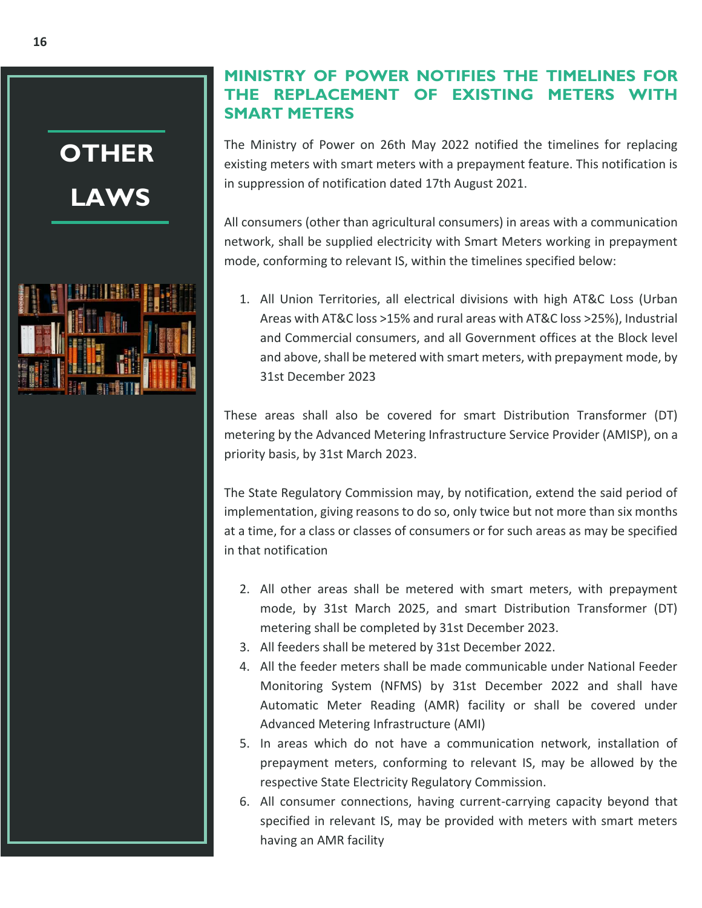# OTHER LAWS

## MINISTRY OF POWER NOTIFIES THE TIMELINES FOR THE REPLACEMENT OF EXISTING METERS WITH SMART METERS

The Ministry of Power on 26th May 2022 notified the timelines for replacing existing meters with smart meters with a prepayment feature. This notification is in suppression of notification dated 17th August 2021.

All consumers (other than agricultural consumers) in areas with a communication network, shall be supplied electricity with Smart Meters working in prepayment mode, conforming to relevant IS, within the timelines specified below:

1. All Union Territories, all electrical divisions with high AT&C Loss (Urban Areas with AT&C loss >15% and rural areas with AT&C loss >25%), Industrial and Commercial consumers, and all Government offices at the Block level and above, shall be metered with smart meters, with prepayment mode, by 31st December 2023

These areas shall also be covered for smart Distribution Transformer (DT) metering by the Advanced Metering Infrastructure Service Provider (AMISP), on a priority basis, by 31st March 2023.

The State Regulatory Commission may, by notification, extend the said period of implementation, giving reasons to do so, only twice but not more than six months at a time, for a class or classes of consumers or for such areas as may be specified in that notification

2. All other areas shall be metered with smart meters, with prepayment mode, by 31st March 2025, and smart Distribution Transformer (DT) metering shall be completed by 31st December 2023.
3. All feeders shall be metered by 31st December 2022.
4. All the feeder meters shall be made communicable under National Feeder Monitoring System (NFMS) by 31st December 2022 and shall have Automatic Meter Reading (AMR) facility or shall be covered under Advanced Metering Infrastructure (AMI)
5. In areas which do not have a communication network, installation of prepayment meters, conforming to relevant IS, may be allowed by the respective State Electricity Regulatory Commission.
6. All consumer connections, having current-carrying capacity beyond that specified in relevant IS, may be provided with meters with smart meters having an AMR facility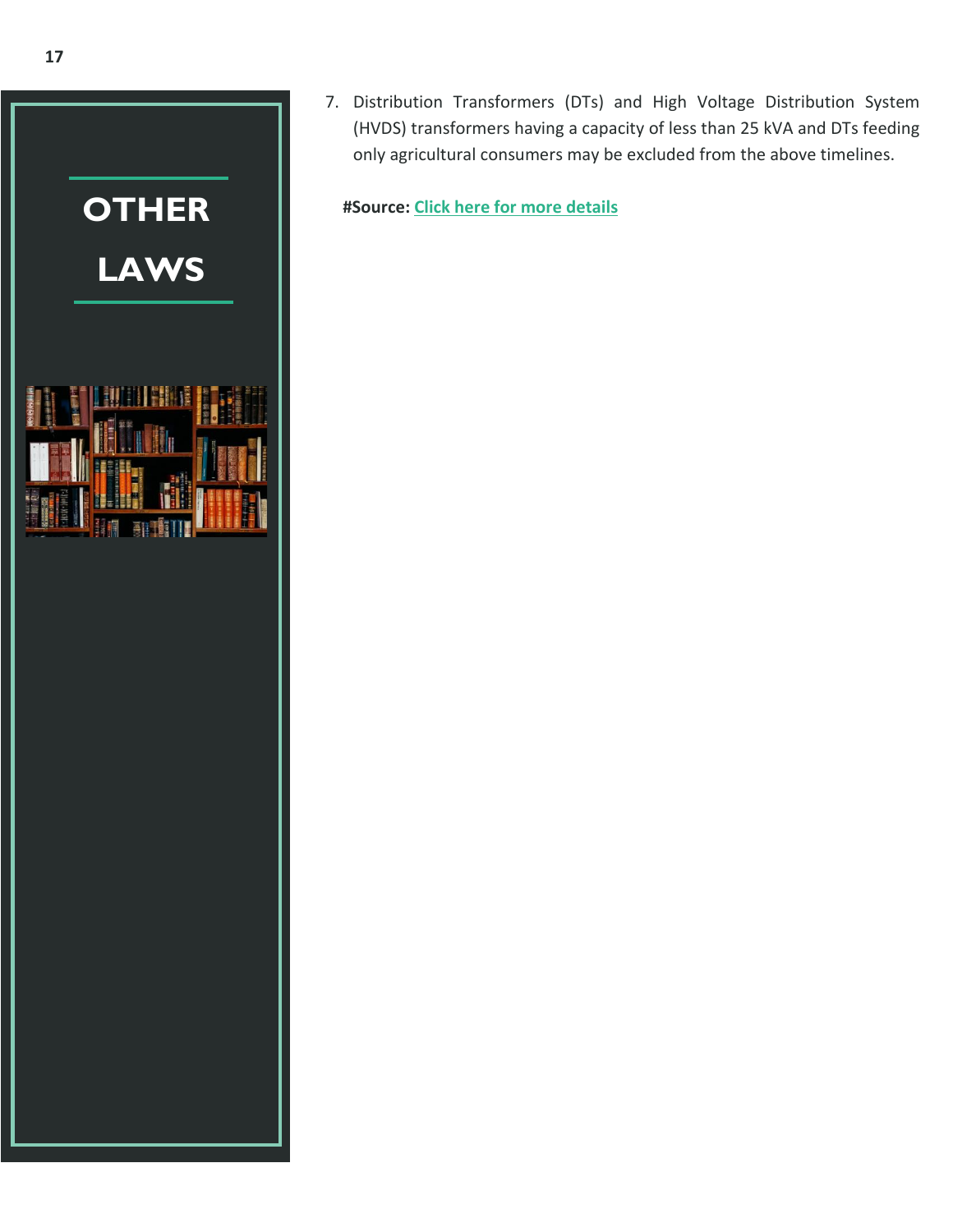# OTHER LAWS

7. Distribution Transformers (DTs) and High Voltage Distribution System (HVDS) transformers having a capacity of less than 25 kVA and DTs feeding only agricultural consumers may be excluded from the above timelines.

**#Source:** **Click here for more details**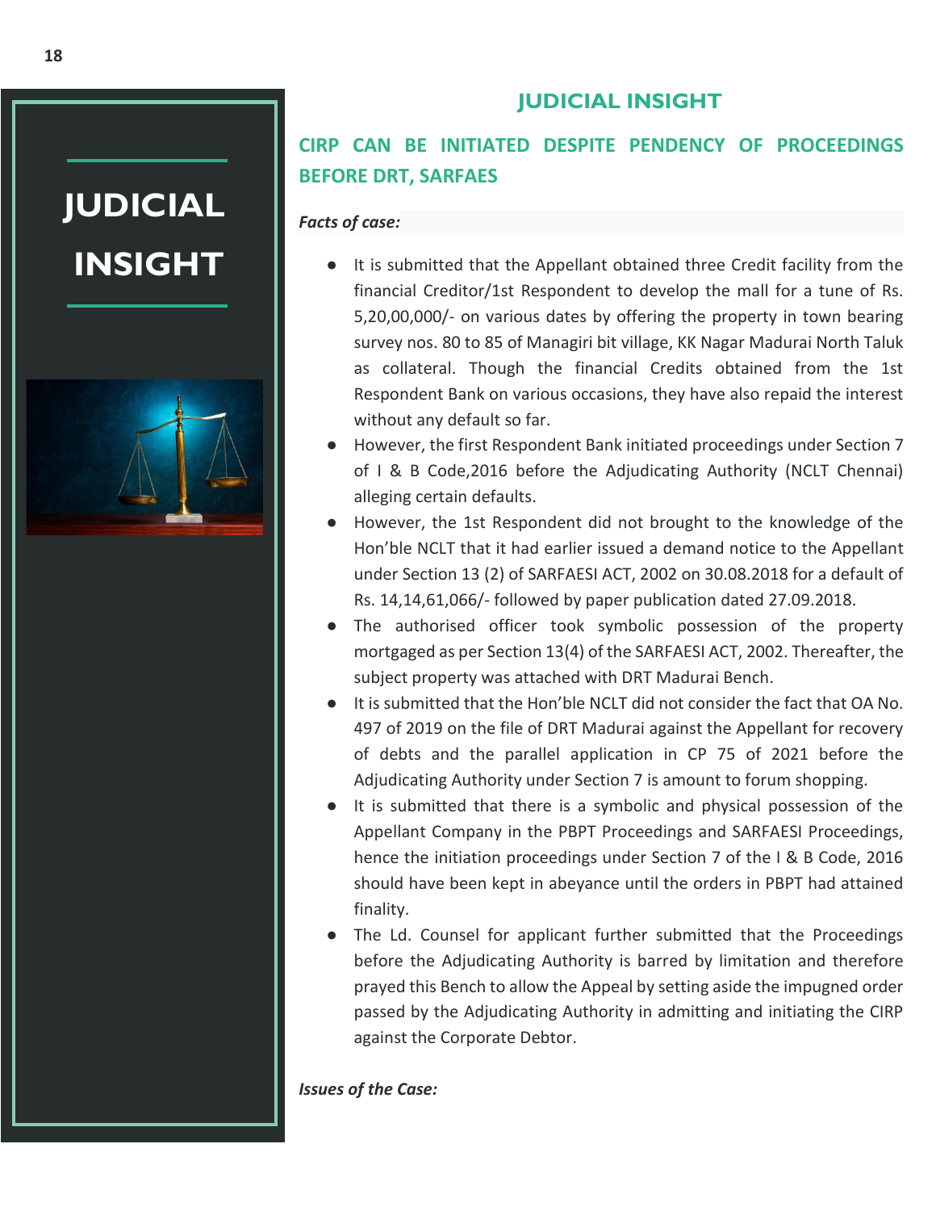# JUDICIAL INSIGHT

## JUDICIAL INSIGHT

### CIRP CAN BE INITIATED DESPITE PENDENCY OF PROCEEDINGS BEFORE DRT, SARFAES

***Facts of case:***

- It is submitted that the Appellant obtained three Credit facility from the financial Creditor/1st Respondent to develop the mall for a tune of Rs. 5,20,00,000/- on various dates by offering the property in town bearing survey nos. 80 to 85 of Managiri bit village, KK Nagar Madurai North Taluk as collateral. Though the financial Credits obtained from the 1st Respondent Bank on various occasions, they have also repaid the interest without any default so far.
- However, the first Respondent Bank initiated proceedings under Section 7 of I & B Code,2016 before the Adjudicating Authority (NCLT Chennai) alleging certain defaults.
- However, the 1st Respondent did not brought to the knowledge of the Hon'ble NCLT that it had earlier issued a demand notice to the Appellant under Section 13 (2) of SARFAESI ACT, 2002 on 30.08.2018 for a default of Rs. 14,14,61,066/- followed by paper publication dated 27.09.2018.
- The authorised officer took symbolic possession of the property mortgaged as per Section 13(4) of the SARFAESI ACT, 2002. Thereafter, the subject property was attached with DRT Madurai Bench.
- It is submitted that the Hon'ble NCLT did not consider the fact that OA No. 497 of 2019 on the file of DRT Madurai against the Appellant for recovery of debts and the parallel application in CP 75 of 2021 before the Adjudicating Authority under Section 7 is amount to forum shopping.
- It is submitted that there is a symbolic and physical possession of the Appellant Company in the PBPT Proceedings and SARFAESI Proceedings, hence the initiation proceedings under Section 7 of the I & B Code, 2016 should have been kept in abeyance until the orders in PBPT had attained finality.
- The Ld. Counsel for applicant further submitted that the Proceedings before the Adjudicating Authority is barred by limitation and therefore prayed this Bench to allow the Appeal by setting aside the impugned order passed by the Adjudicating Authority in admitting and initiating the CIRP against the Corporate Debtor.

***Issues of the Case:***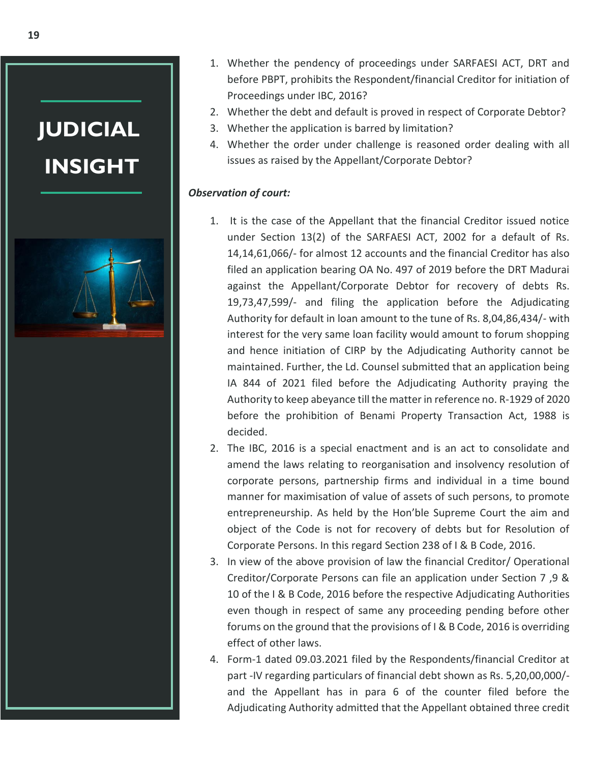1. Whether the pendency of proceedings under SARFAESI ACT, DRT and before PBPT, prohibits the Respondent/financial Creditor for initiation of Proceedings under IBC, 2016?
2. Whether the debt and default is proved in respect of Corporate Debtor?
3. Whether the application is barred by limitation?
4. Whether the order under challenge is reasoned order dealing with all issues as raised by the Appellant/Corporate Debtor?

***Observation of court:***

1. It is the case of the Appellant that the financial Creditor issued notice under Section 13(2) of the SARFAESI ACT, 2002 for a default of Rs. 14,14,61,066/- for almost 12 accounts and the financial Creditor has also filed an application bearing OA No. 497 of 2019 before the DRT Madurai against the Appellant/Corporate Debtor for recovery of debts Rs. 19,73,47,599/- and filing the application before the Adjudicating Authority for default in loan amount to the tune of Rs. 8,04,86,434/- with interest for the very same loan facility would amount to forum shopping and hence initiation of CIRP by the Adjudicating Authority cannot be maintained. Further, the Ld. Counsel submitted that an application being IA 844 of 2021 filed before the Adjudicating Authority praying the Authority to keep abeyance till the matter in reference no. R-1929 of 2020 before the prohibition of Benami Property Transaction Act, 1988 is decided.
2. The IBC, 2016 is a special enactment and is an act to consolidate and amend the laws relating to reorganisation and insolvency resolution of corporate persons, partnership firms and individual in a time bound manner for maximisation of value of assets of such persons, to promote entrepreneurship. As held by the Hon'ble Supreme Court the aim and object of the Code is not for recovery of debts but for Resolution of Corporate Persons. In this regard Section 238 of I & B Code, 2016.
3. In view of the above provision of law the financial Creditor/ Operational Creditor/Corporate Persons can file an application under Section 7 ,9 & 10 of the I & B Code, 2016 before the respective Adjudicating Authorities even though in respect of same any proceeding pending before other forums on the ground that the provisions of I & B Code, 2016 is overriding effect of other laws.
4. Form-1 dated 09.03.2021 filed by the Respondents/financial Creditor at part -IV regarding particulars of financial debt shown as Rs. 5,20,00,000/- and the Appellant has in para 6 of the counter filed before the Adjudicating Authority admitted that the Appellant obtained three credit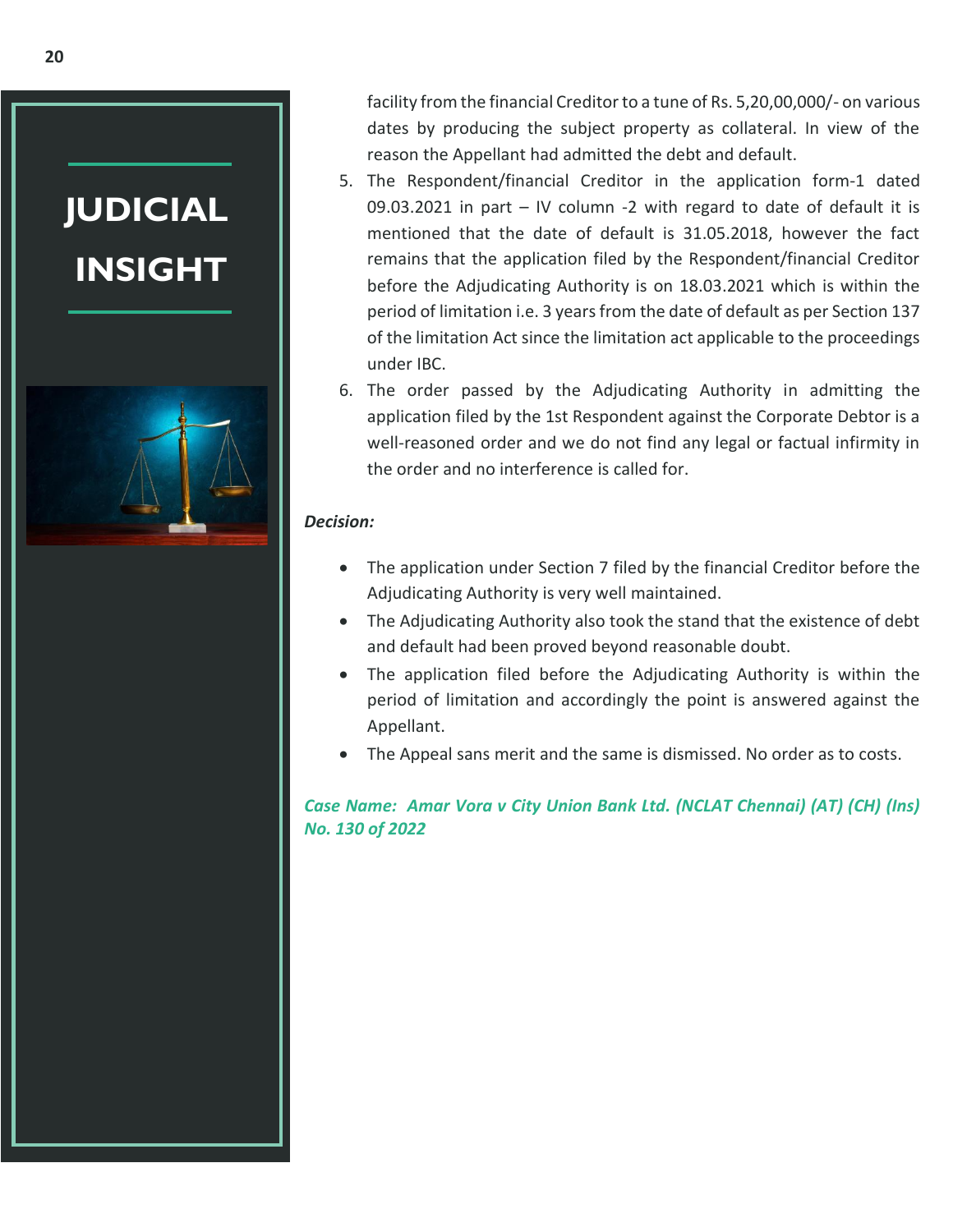facility from the financial Creditor to a tune of Rs. 5,20,00,000/- on various dates by producing the subject property as collateral. In view of the reason the Appellant had admitted the debt and default.

5. The Respondent/financial Creditor in the application form-1 dated 09.03.2021 in part – IV column -2 with regard to date of default it is mentioned that the date of default is 31.05.2018, however the fact remains that the application filed by the Respondent/financial Creditor before the Adjudicating Authority is on 18.03.2021 which is within the period of limitation i.e. 3 years from the date of default as per Section 137 of the limitation Act since the limitation act applicable to the proceedings under IBC.
6. The order passed by the Adjudicating Authority in admitting the application filed by the 1st Respondent against the Corporate Debtor is a well-reasoned order and we do not find any legal or factual infirmity in the order and no interference is called for.

***Decision:***

- The application under Section 7 filed by the financial Creditor before the Adjudicating Authority is very well maintained.
- The Adjudicating Authority also took the stand that the existence of debt and default had been proved beyond reasonable doubt.
- The application filed before the Adjudicating Authority is within the period of limitation and accordingly the point is answered against the Appellant.
- The Appeal sans merit and the same is dismissed. No order as to costs.

***Case Name: Amar Vora v City Union Bank Ltd. (NCLAT Chennai) (AT) (CH) (Ins) No. 130 of 2022***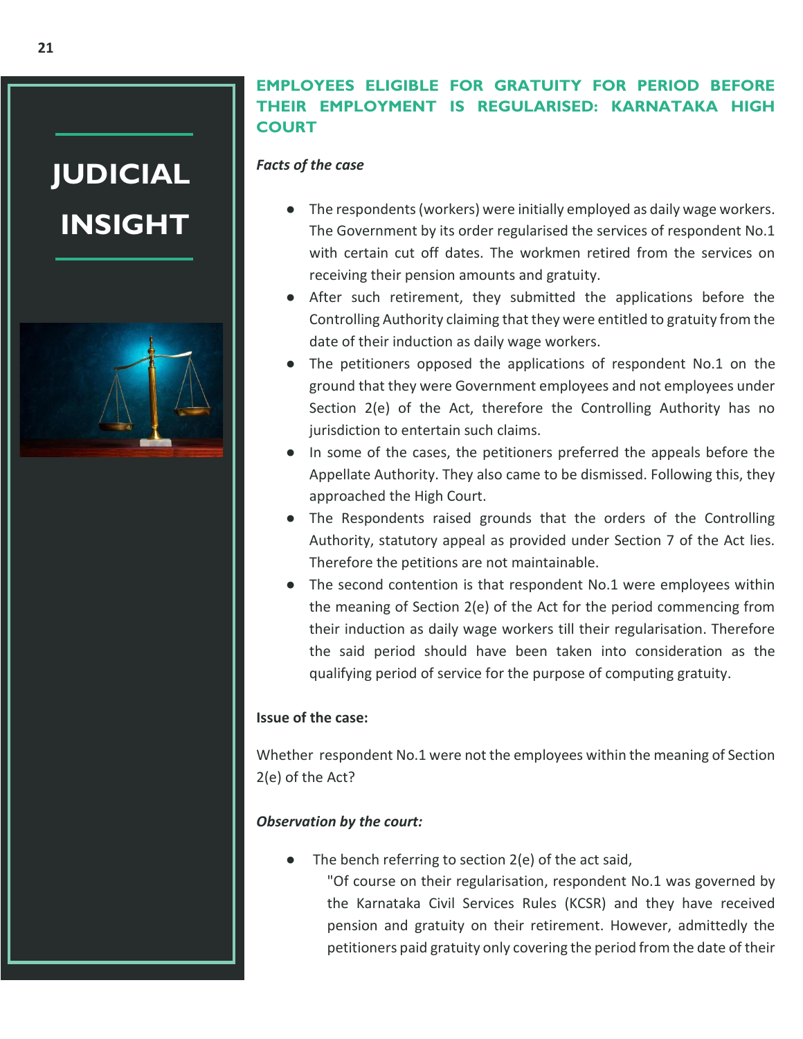# JUDICIAL INSIGHT

## EMPLOYEES ELIGIBLE FOR GRATUITY FOR PERIOD BEFORE THEIR EMPLOYMENT IS REGULARISED: KARNATAKA HIGH COURT

***Facts of the case***

- The respondents (workers) were initially employed as daily wage workers. The Government by its order regularised the services of respondent No.1 with certain cut off dates. The workmen retired from the services on receiving their pension amounts and gratuity.
- After such retirement, they submitted the applications before the Controlling Authority claiming that they were entitled to gratuity from the date of their induction as daily wage workers.
- The petitioners opposed the applications of respondent No.1 on the ground that they were Government employees and not employees under Section 2(e) of the Act, therefore the Controlling Authority has no jurisdiction to entertain such claims.
- In some of the cases, the petitioners preferred the appeals before the Appellate Authority. They also came to be dismissed. Following this, they approached the High Court.
- The Respondents raised grounds that the orders of the Controlling Authority, statutory appeal as provided under Section 7 of the Act lies. Therefore the petitions are not maintainable.
- The second contention is that respondent No.1 were employees within the meaning of Section 2(e) of the Act for the period commencing from their induction as daily wage workers till their regularisation. Therefore the said period should have been taken into consideration as the qualifying period of service for the purpose of computing gratuity.

**Issue of the case:**

Whether respondent No.1 were not the employees within the meaning of Section 2(e) of the Act?

***Observation by the court:***

- The bench referring to section 2(e) of the act said,

  "Of course on their regularisation, respondent No.1 was governed by the Karnataka Civil Services Rules (KCSR) and they have received pension and gratuity on their retirement. However, admittedly the petitioners paid gratuity only covering the period from the date of their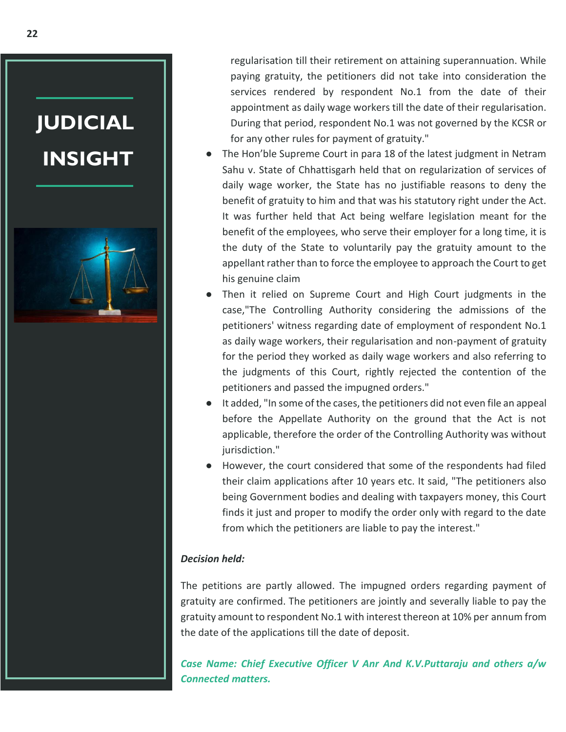regularisation till their retirement on attaining superannuation. While paying gratuity, the petitioners did not take into consideration the services rendered by respondent No.1 from the date of their appointment as daily wage workers till the date of their regularisation. During that period, respondent No.1 was not governed by the KCSR or for any other rules for payment of gratuity."

- The Hon'ble Supreme Court in para 18 of the latest judgment in Netram Sahu v. State of Chhattisgarh held that on regularization of services of daily wage worker, the State has no justifiable reasons to deny the benefit of gratuity to him and that was his statutory right under the Act. It was further held that Act being welfare legislation meant for the benefit of the employees, who serve their employer for a long time, it is the duty of the State to voluntarily pay the gratuity amount to the appellant rather than to force the employee to approach the Court to get his genuine claim
- Then it relied on Supreme Court and High Court judgments in the case,"The Controlling Authority considering the admissions of the petitioners' witness regarding date of employment of respondent No.1 as daily wage workers, their regularisation and non-payment of gratuity for the period they worked as daily wage workers and also referring to the judgments of this Court, rightly rejected the contention of the petitioners and passed the impugned orders."
- It added, "In some of the cases, the petitioners did not even file an appeal before the Appellate Authority on the ground that the Act is not applicable, therefore the order of the Controlling Authority was without jurisdiction."
- However, the court considered that some of the respondents had filed their claim applications after 10 years etc. It said, "The petitioners also being Government bodies and dealing with taxpayers money, this Court finds it just and proper to modify the order only with regard to the date from which the petitioners are liable to pay the interest."

***Decision held:***

The petitions are partly allowed. The impugned orders regarding payment of gratuity are confirmed. The petitioners are jointly and severally liable to pay the gratuity amount to respondent No.1 with interest thereon at 10% per annum from the date of the applications till the date of deposit.

***Case Name: Chief Executive Officer V Anr And K.V.Puttaraju and others a/w Connected matters.***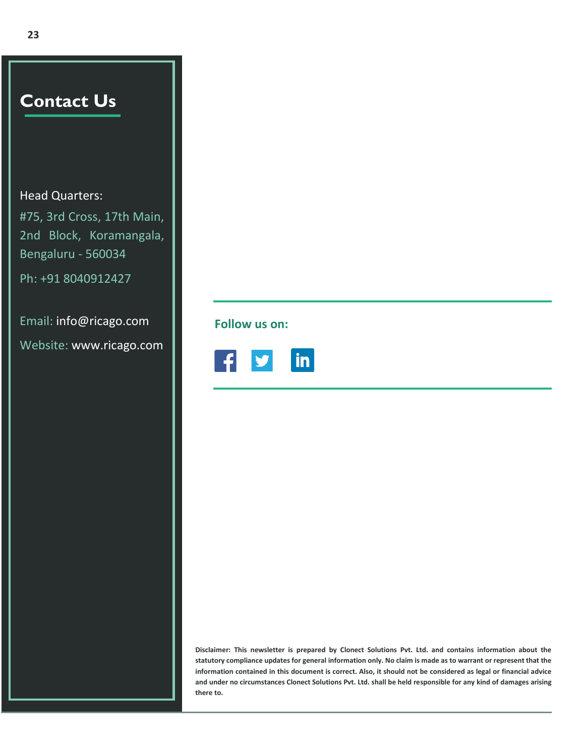## Contact Us

Head Quarters:

#75, 3rd Cross, 17th Main, 2nd Block, Koramangala, Bengaluru - 560034

Ph: +91 8040912427

Email: info@ricago.com

Website: www.ricago.com

**Follow us on:**

**Disclaimer: This newsletter is prepared by Clonect Solutions Pvt. Ltd. and contains information about the statutory compliance updates for general information only. No claim is made as to warrant or represent that the information contained in this document is correct. Also, it should not be considered as legal or financial advice and under no circumstances Clonect Solutions Pvt. Ltd. shall be held responsible for any kind of damages arising there to.**